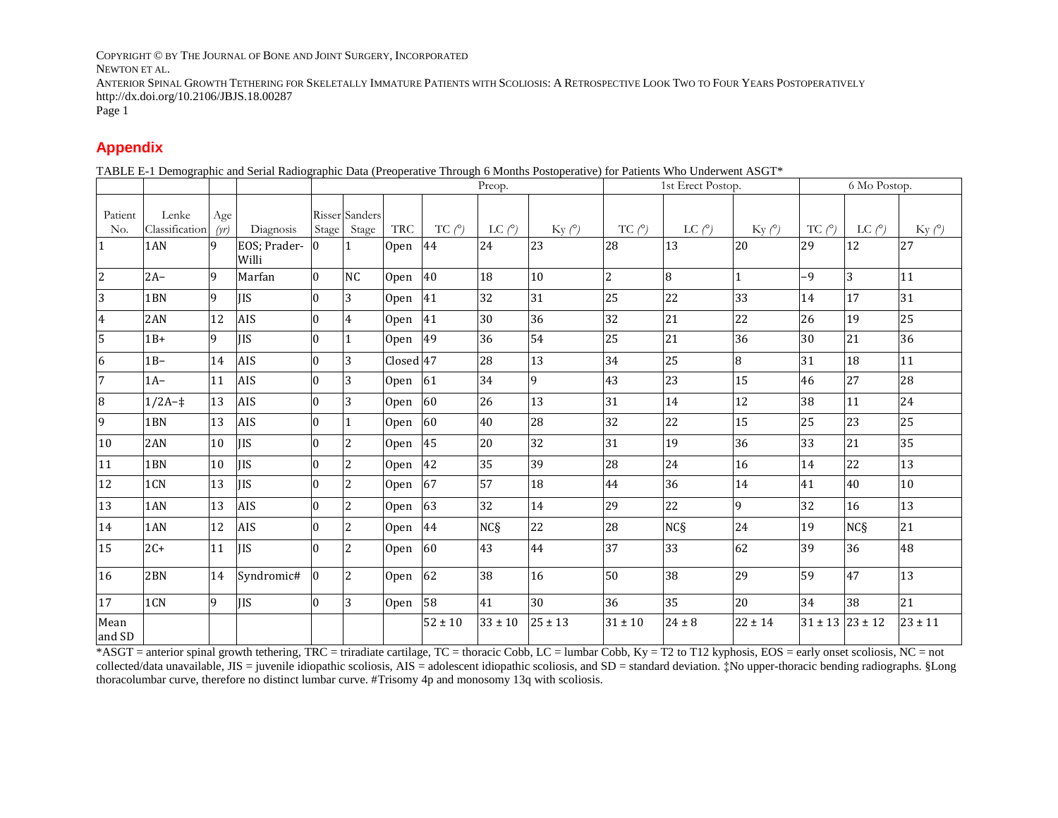## Appendix

TABLE E-1 Demographic and Serial Radiographic Data (Preoperative Through 6 Months Postoperative) for Patients Who Underwent ASGT*

| | | | | | | | Preop. | | | 1st Erect Postop. | | | 6 Mo Postop. | | |
|---|---|---|---|---|---|---|---|---|---|---|---|---|---|---|---|
| Patient No. | Lenke Classification | Age (yr) | Diagnosis | Risser Stage | Sanders Stage | TRC | TC (°) | LC (°) | Ky (°) | TC (°) | LC (°) | Ky (°) | TC (°) | LC (°) | Ky (°) |
| 1 | 1AN | 9 | EOS; Prader-Willi | 0 | 1 | Open | 44 | 24 | 23 | 28 | 13 | 20 | 29 | 12 | 27 |
| 2 | 2A– | 9 | Marfan | 0 | NC | Open | 40 | 18 | 10 | 2 | 8 | 1 | –9 | 3 | 11 |
| 3 | 1BN | 9 | JIS | 0 | 3 | Open | 41 | 32 | 31 | 25 | 22 | 33 | 14 | 17 | 31 |
| 4 | 2AN | 12 | AIS | 0 | 4 | Open | 41 | 30 | 36 | 32 | 21 | 22 | 26 | 19 | 25 |
| 5 | 1B+ | 9 | JIS | 0 | 1 | Open | 49 | 36 | 54 | 25 | 21 | 36 | 30 | 21 | 36 |
| 6 | 1B– | 14 | AIS | 0 | 3 | Closed | 47 | 28 | 13 | 34 | 25 | 8 | 31 | 18 | 11 |
| 7 | 1A– | 11 | AIS | 0 | 3 | Open | 61 | 34 | 9 | 43 | 23 | 15 | 46 | 27 | 28 |
| 8 | 1/2A–‡ | 13 | AIS | 0 | 3 | Open | 60 | 26 | 13 | 31 | 14 | 12 | 38 | 11 | 24 |
| 9 | 1BN | 13 | AIS | 0 | 1 | Open | 60 | 40 | 28 | 32 | 22 | 15 | 25 | 23 | 25 |
| 10 | 2AN | 10 | JIS | 0 | 2 | Open | 45 | 20 | 32 | 31 | 19 | 36 | 33 | 21 | 35 |
| 11 | 1BN | 10 | JIS | 0 | 2 | Open | 42 | 35 | 39 | 28 | 24 | 16 | 14 | 22 | 13 |
| 12 | 1CN | 13 | JIS | 0 | 2 | Open | 67 | 57 | 18 | 44 | 36 | 14 | 41 | 40 | 10 |
| 13 | 1AN | 13 | AIS | 0 | 2 | Open | 63 | 32 | 14 | 29 | 22 | 9 | 32 | 16 | 13 |
| 14 | 1AN | 12 | AIS | 0 | 2 | Open | 44 | NC§ | 22 | 28 | NC§ | 24 | 19 | NC§ | 21 |
| 15 | 2C+ | 11 | JIS | 0 | 2 | Open | 60 | 43 | 44 | 37 | 33 | 62 | 39 | 36 | 48 |
| 16 | 2BN | 14 | Syndromic# | 0 | 2 | Open | 62 | 38 | 16 | 50 | 38 | 29 | 59 | 47 | 13 |
| 17 | 1CN | 9 | JIS | 0 | 3 | Open | 58 | 41 | 30 | 36 | 35 | 20 | 34 | 38 | 21 |
| Mean and SD | | | | | | | 52 ± 10 | 33 ± 10 | 25 ± 13 | 31 ± 10 | 24 ± 8 | 22 ± 14 | 31 ± 13 | 23 ± 12 | 23 ± 11 |

*ASGT = anterior spinal growth tethering, TRC = triradiate cartilage, TC = thoracic Cobb, LC = lumbar Cobb, Ky = T2 to T12 kyphosis, EOS = early onset scoliosis, NC = not collected/data unavailable, JIS = juvenile idiopathic scoliosis, AIS = adolescent idiopathic scoliosis, and SD = standard deviation. ‡No upper-thoracic bending radiographs. §Long thoracolumbar curve, therefore no distinct lumbar curve. #Trisomy 4p and monosomy 13q with scoliosis.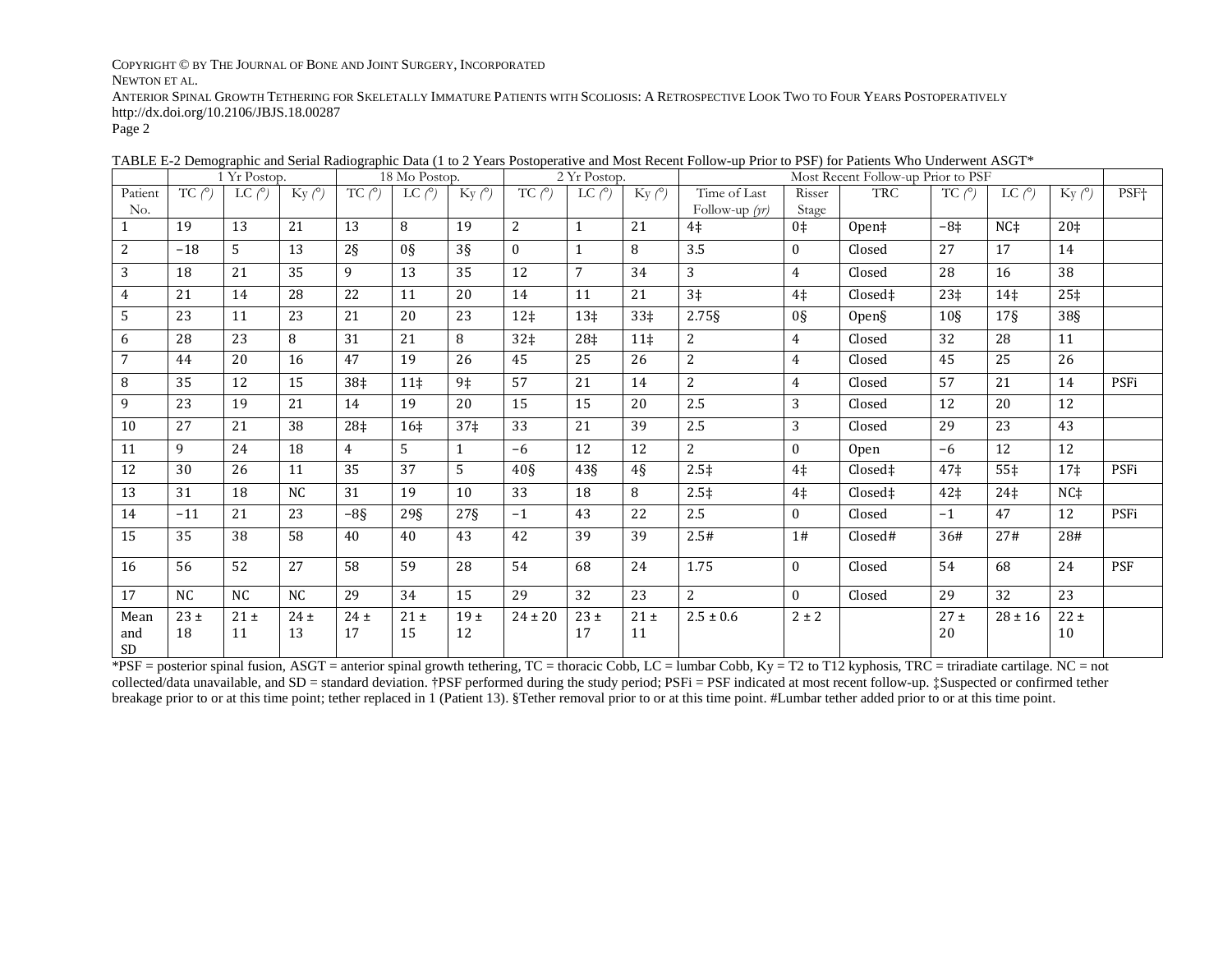TABLE E-2 Demographic and Serial Radiographic Data (1 to 2 Years Postoperative and Most Recent Follow-up Prior to PSF) for Patients Who Underwent ASGT*

| | 1 Yr Postop. | | | 18 Mo Postop. | | | 2 Yr Postop. | | | Most Recent Follow-up Prior to PSF | | | | | | |
|---|---|---|---|---|---|---|---|---|---|---|---|---|---|---|---|---|
| Patient No. | TC (°) | LC (°) | Ky (°) | TC (°) | LC (°) | Ky (°) | TC (°) | LC (°) | Ky (°) | Time of Last Follow-up (yr) | Risser Stage | TRC | TC (°) | LC (°) | Ky (°) | PSF† |
| 1 | 19 | 13 | 21 | 13 | 8 | 19 | 2 | 1 | 21 | 4‡ | 0‡ | Open‡ | −8‡ | NC‡ | 20‡ | |
| 2 | −18 | 5 | 13 | 2§ | 0§ | 3§ | 0 | 1 | 8 | 3.5 | 0 | Closed | 27 | 17 | 14 | |
| 3 | 18 | 21 | 35 | 9 | 13 | 35 | 12 | 7 | 34 | 3 | 4 | Closed | 28 | 16 | 38 | |
| 4 | 21 | 14 | 28 | 22 | 11 | 20 | 14 | 11 | 21 | 3‡ | 4‡ | Closed‡ | 23‡ | 14‡ | 25‡ | |
| 5 | 23 | 11 | 23 | 21 | 20 | 23 | 12‡ | 13‡ | 33‡ | 2.75§ | 0§ | Open§ | 10§ | 17§ | 38§ | |
| 6 | 28 | 23 | 8 | 31 | 21 | 8 | 32‡ | 28‡ | 11‡ | 2 | 4 | Closed | 32 | 28 | 11 | |
| 7 | 44 | 20 | 16 | 47 | 19 | 26 | 45 | 25 | 26 | 2 | 4 | Closed | 45 | 25 | 26 | |
| 8 | 35 | 12 | 15 | 38‡ | 11‡ | 9‡ | 57 | 21 | 14 | 2 | 4 | Closed | 57 | 21 | 14 | PSFi |
| 9 | 23 | 19 | 21 | 14 | 19 | 20 | 15 | 15 | 20 | 2.5 | 3 | Closed | 12 | 20 | 12 | |
| 10 | 27 | 21 | 38 | 28‡ | 16‡ | 37‡ | 33 | 21 | 39 | 2.5 | 3 | Closed | 29 | 23 | 43 | |
| 11 | 9 | 24 | 18 | 4 | 5 | 1 | −6 | 12 | 12 | 2 | 0 | Open | −6 | 12 | 12 | |
| 12 | 30 | 26 | 11 | 35 | 37 | 5 | 40§ | 43§ | 4§ | 2.5‡ | 4‡ | Closed‡ | 47‡ | 55‡ | 17‡ | PSFi |
| 13 | 31 | 18 | NC | 31 | 19 | 10 | 33 | 18 | 8 | 2.5‡ | 4‡ | Closed‡ | 42‡ | 24‡ | NC‡ | |
| 14 | −11 | 21 | 23 | −8§ | 29§ | 27§ | −1 | 43 | 22 | 2.5 | 0 | Closed | −1 | 47 | 12 | PSFi |
| 15 | 35 | 38 | 58 | 40 | 40 | 43 | 42 | 39 | 39 | 2.5# | 1# | Closed# | 36# | 27# | 28# | |
| 16 | 56 | 52 | 27 | 58 | 59 | 28 | 54 | 68 | 24 | 1.75 | 0 | Closed | 54 | 68 | 24 | PSF |
| 17 | NC | NC | NC | 29 | 34 | 15 | 29 | 32 | 23 | 2 | 0 | Closed | 29 | 32 | 23 | |
| Mean and SD | 23 ± 18 | 21 ± 11 | 24 ± 13 | 24 ± 17 | 21 ± 15 | 19 ± 12 | 24 ± 20 | 23 ± 17 | 21 ± 11 | 2.5 ± 0.6 | 2 ± 2 | | 27 ± 20 | 28 ± 16 | 22 ± 10 | |

*PSF = posterior spinal fusion, ASGT = anterior spinal growth tethering, TC = thoracic Cobb, LC = lumbar Cobb, Ky = T2 to T12 kyphosis, TRC = triradiate cartilage. NC = not collected/data unavailable, and SD = standard deviation. †PSF performed during the study period; PSFi = PSF indicated at most recent follow-up. ‡Suspected or confirmed tether breakage prior to or at this time point; tether replaced in 1 (Patient 13). §Tether removal prior to or at this time point. #Lumbar tether added prior to or at this time point.